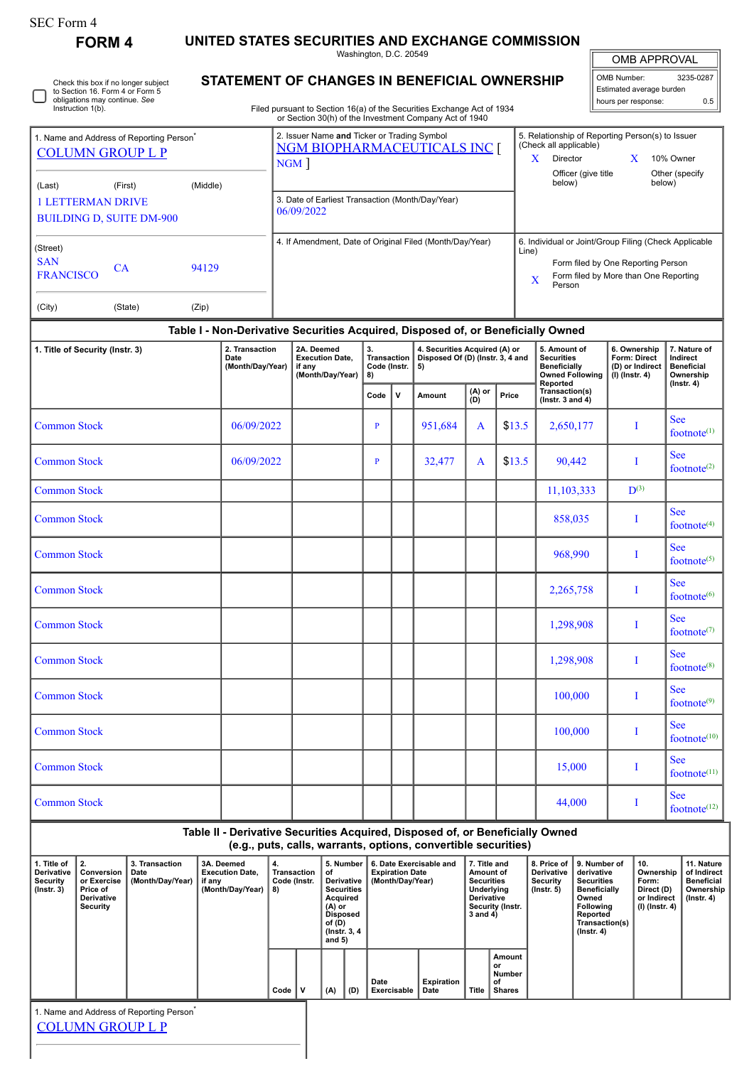SEC Form 4

# FORM 4

## UNITED STATES SECURITIES AND EXCHANGE COMMISSION

Washington, D.C. 20549

## STATEMENT OF CHANGES IN BENEFICIAL OWNERSHIP

Filed pursuant to Section 16(a) of the Securities Exchange Act of 1934
or Section 30(h) of the Investment Company Act of 1940

| OMB APPROVAL | |
|---|---|
| OMB Number: | 3235-0287 |
| Estimated average burden | |
| hours per response: | 0.5 |

☐ Check this box if no longer subject to Section 16. Form 4 or Form 5 obligations may continue. *See* Instruction 1(b).

1. Name and Address of Reporting Person*
COLUMN GROUP L P

(Last) (First) (Middle)
1 LETTERMAN DRIVE
BUILDING D, SUITE DM-900

(Street)
SAN FRANCISCO CA 94129

(City) (State) (Zip)

2. Issuer Name **and** Ticker or Trading Symbol
NGM BIOPHARMACEUTICALS INC [ NGM ]

3. Date of Earliest Transaction (Month/Day/Year)
06/09/2022

4. If Amendment, Date of Original Filed (Month/Day/Year)

5. Relationship of Reporting Person(s) to Issuer (Check all applicable)
X Director
X 10% Owner
Officer (give title below)
Other (specify below)

6. Individual or Joint/Group Filing (Check Applicable Line)
Form filed by One Reporting Person
X Form filed by More than One Reporting Person

**Table I - Non-Derivative Securities Acquired, Disposed of, or Beneficially Owned**

| 1. Title of Security (Instr. 3) | 2. Transaction Date (Month/Day/Year) | 2A. Deemed Execution Date, if any (Month/Day/Year) | 3. Transaction Code (Instr. 8) | | 4. Securities Acquired (A) or Disposed Of (D) (Instr. 3, 4 and 5) | | | 5. Amount of Securities Beneficially Owned Following Reported Transaction(s) (Instr. 3 and 4) | 6. Ownership Form: Direct (D) or Indirect (I) (Instr. 4) | 7. Nature of Indirect Beneficial Ownership (Instr. 4) |
|---|---|---|---|---|---|---|---|---|---|---|
| | | | Code | V | Amount | (A) or (D) | Price | | | |
| Common Stock | 06/09/2022 | | P | | 951,684 | A | $13.5 | 2,650,177 | I | See footnote[1] |
| Common Stock | 06/09/2022 | | P | | 32,477 | A | $13.5 | 90,442 | I | See footnote[2] |
| Common Stock | | | | | | | | 11,103,333 | D[3] | |
| Common Stock | | | | | | | | 858,035 | I | See footnote[4] |
| Common Stock | | | | | | | | 968,990 | I | See footnote[5] |
| Common Stock | | | | | | | | 2,265,758 | I | See footnote[6] |
| Common Stock | | | | | | | | 1,298,908 | I | See footnote[7] |
| Common Stock | | | | | | | | 1,298,908 | I | See footnote[8] |
| Common Stock | | | | | | | | 100,000 | I | See footnote[9] |
| Common Stock | | | | | | | | 100,000 | I | See footnote[10] |
| Common Stock | | | | | | | | 15,000 | I | See footnote[11] |
| Common Stock | | | | | | | | 44,000 | I | See footnote[12] |

**Table II - Derivative Securities Acquired, Disposed of, or Beneficially Owned**
**(e.g., puts, calls, warrants, options, convertible securities)**

| 1. Title of Derivative Security (Instr. 3) | 2. Conversion or Exercise Price of Derivative Security | 3. Transaction Date (Month/Day/Year) | 3A. Deemed Execution Date, if any (Month/Day/Year) | 4. Transaction Code (Instr. 8) | | 5. Number of Derivative Securities Acquired (A) or Disposed of (D) (Instr. 3, 4 and 5) | | 6. Date Exercisable and Expiration Date (Month/Day/Year) | | 7. Title and Amount of Securities Underlying Derivative Security (Instr. 3 and 4) | | 8. Price of Derivative Security (Instr. 5) | 9. Number of derivative Securities Beneficially Owned Following Reported Transaction(s) (Instr. 4) | 10. Ownership Form: Direct (D) or Indirect (I) (Instr. 4) | 11. Nature of Indirect Beneficial Ownership (Instr. 4) |
|---|---|---|---|---|---|---|---|---|---|---|---|---|---|---|---|
| | | | | Code | V | (A) | (D) | Date Exercisable | Expiration Date | Title | Amount or Number of Shares | | | | |

1. Name and Address of Reporting Person*
COLUMN GROUP L P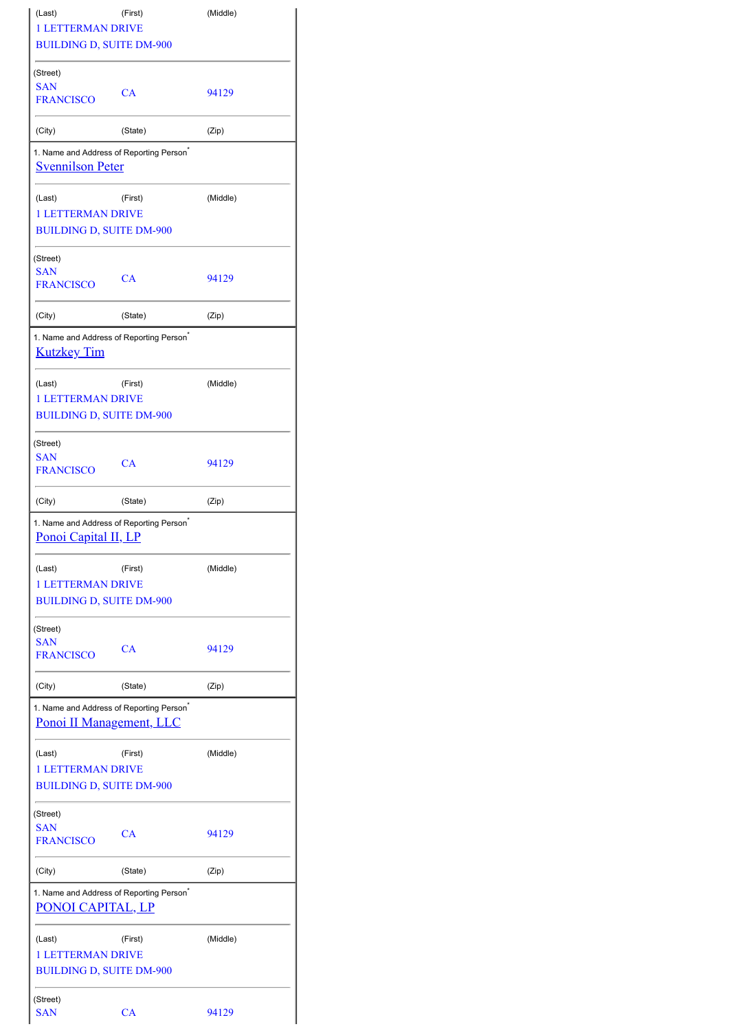| (Last) | (First) | (Middle) |
| --- | --- | --- |
| 1 LETTERMAN DRIVE<br>BUILDING D, SUITE DM-900 | | |
| (Street) | | |
| SAN FRANCISCO | CA | 94129 |
| (City) | (State) | (Zip) |

1. Name and Address of Reporting Person*

Svennilson Peter

| (Last) | (First) | (Middle) |
| --- | --- | --- |
| 1 LETTERMAN DRIVE<br>BUILDING D, SUITE DM-900 | | |
| (Street) | | |
| SAN FRANCISCO | CA | 94129 |
| (City) | (State) | (Zip) |

1. Name and Address of Reporting Person*

Kutzkey Tim

| (Last) | (First) | (Middle) |
| --- | --- | --- |
| 1 LETTERMAN DRIVE<br>BUILDING D, SUITE DM-900 | | |
| (Street) | | |
| SAN FRANCISCO | CA | 94129 |
| (City) | (State) | (Zip) |

1. Name and Address of Reporting Person*

Ponoi Capital II, LP

| (Last) | (First) | (Middle) |
| --- | --- | --- |
| 1 LETTERMAN DRIVE<br>BUILDING D, SUITE DM-900 | | |
| (Street) | | |
| SAN FRANCISCO | CA | 94129 |
| (City) | (State) | (Zip) |

1. Name and Address of Reporting Person*

Ponoi II Management, LLC

| (Last) | (First) | (Middle) |
| --- | --- | --- |
| 1 LETTERMAN DRIVE<br>BUILDING D, SUITE DM-900 | | |
| (Street) | | |
| SAN FRANCISCO | CA | 94129 |
| (City) | (State) | (Zip) |

1. Name and Address of Reporting Person*

PONOI CAPITAL, LP

| (Last) | (First) | (Middle) |
| --- | --- | --- |
| 1 LETTERMAN DRIVE<br>BUILDING D, SUITE DM-900 | | |
| (Street) | | |
| SAN | CA | 94129 |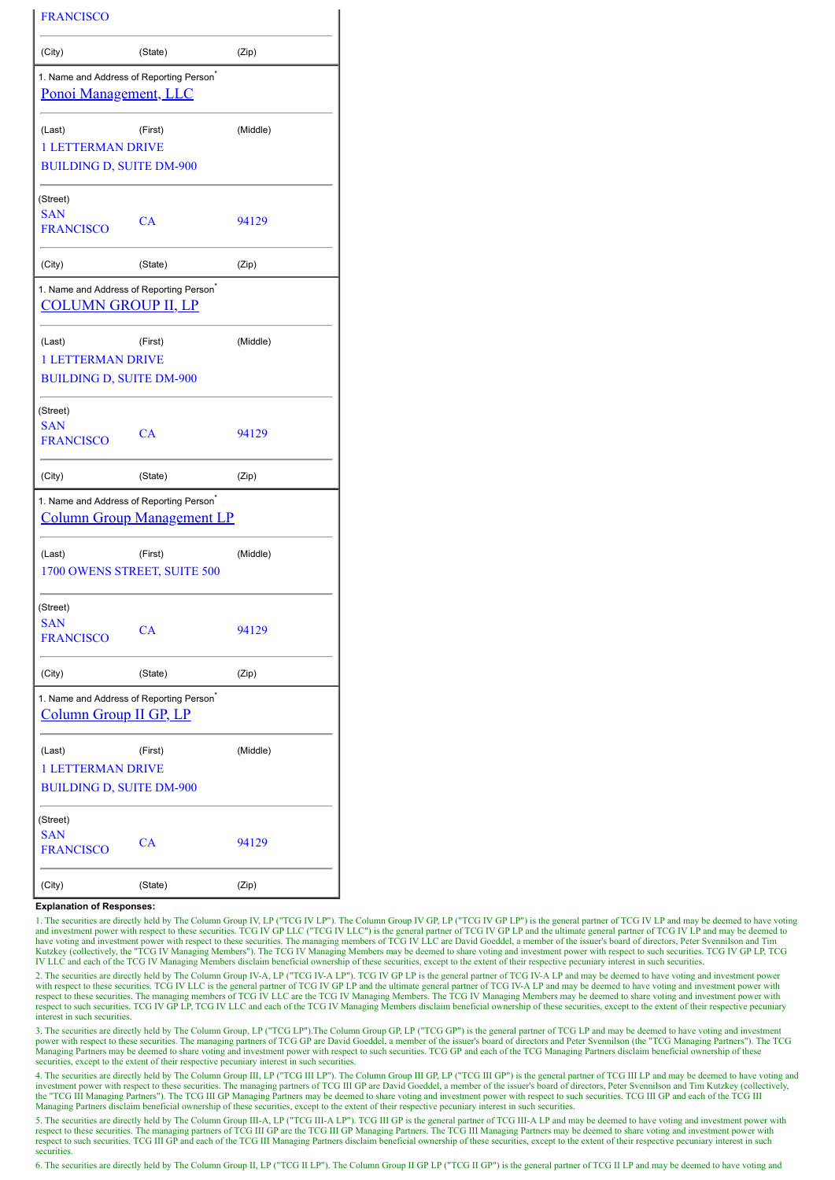| FRANCISCO | | |
|---|---|---|
| (City) | (State) | (Zip) |

| 1. Name and Address of Reporting Person* | | |
|---|---|---|
| Ponoi Management, LLC | | |
| (Last) | (First) | (Middle) |
| 1 LETTERMAN DRIVE<br>BUILDING D, SUITE DM-900 | | |
| (Street) | | |
| SAN FRANCISCO | CA | 94129 |
| (City) | (State) | (Zip) |

| 1. Name and Address of Reporting Person* | | |
|---|---|---|
| COLUMN GROUP II, LP | | |
| (Last) | (First) | (Middle) |
| 1 LETTERMAN DRIVE<br>BUILDING D, SUITE DM-900 | | |
| (Street) | | |
| SAN FRANCISCO | CA | 94129 |
| (City) | (State) | (Zip) |

| 1. Name and Address of Reporting Person* | | |
|---|---|---|
| Column Group Management LP | | |
| (Last) | (First) | (Middle) |
| 1700 OWENS STREET, SUITE 500 | | |
| (Street) | | |
| SAN FRANCISCO | CA | 94129 |
| (City) | (State) | (Zip) |

| 1. Name and Address of Reporting Person* | | |
|---|---|---|
| Column Group II GP, LP | | |
| (Last) | (First) | (Middle) |
| 1 LETTERMAN DRIVE<br>BUILDING D, SUITE DM-900 | | |
| (Street) | | |
| SAN FRANCISCO | CA | 94129 |
| (City) | (State) | (Zip) |

**Explanation of Responses:**

1. The securities are directly held by The Column Group IV, LP ("TCG IV LP"). The Column Group IV GP, LP ("TCG IV GP LP") is the general partner of TCG IV LP and may be deemed to have voting and investment power with respect to these securities. TCG IV GP LLC ("TCG IV LLC") is the general partner of TCG IV GP LP and the ultimate general partner of TCG IV LP and may be deemed to have voting and investment power with respect to these securities. The managing members of TCG IV LLC are David Goeddel, a member of the issuer's board of directors, Peter Svennilson and Tim Kutzkey (collectively, the "TCG IV Managing Members"). The TCG IV Managing Members may be deemed to share voting and investment power with respect to such securities. TCG IV GP LP, TCG IV LLC and each of the TCG IV Managing Members disclaim beneficial ownership of these securities, except to the extent of their respective pecuniary interest in such securities.

2. The securities are directly held by The Column Group IV-A, LP ("TCG IV-A LP"). TCG IV GP LP is the general partner of TCG IV-A LP and may be deemed to have voting and investment power with respect to these securities. TCG IV LLC is the general partner of TCG IV GP LP and the ultimate general partner of TCG IV-A LP and may be deemed to have voting and investment power with respect to these securities. The managing members of TCG IV LLC are the TCG IV Managing Members. The TCG IV Managing Members may be deemed to share voting and investment power with respect to such securities. TCG IV GP LP, TCG IV LLC and each of the TCG IV Managing Members disclaim beneficial ownership of these securities, except to the extent of their respective pecuniary interest in such securities.

3. The securities are directly held by The Column Group, LP ("TCG LP").The Column Group GP, LP ("TCG GP") is the general partner of TCG LP and may be deemed to have voting and investment power with respect to these securities. The managing partners of TCG GP are David Goeddel, a member of the issuer's board of directors and Peter Svennilson (the "TCG Managing Partners"). The TCG Managing Partners may be deemed to share voting and investment power with respect to such securities. TCG GP and each of the TCG Managing Partners disclaim beneficial ownership of these securities, except to the extent of their respective pecuniary interest in such securities.

4. The securities are directly held by The Column Group III, LP ("TCG III LP"). The Column Group III GP, LP ("TCG III GP") is the general partner of TCG III LP and may be deemed to have voting and investment power with respect to these securities. The managing partners of TCG III GP are David Goeddel, a member of the issuer's board of directors, Peter Svennilson and Tim Kutzkey (collectively, the "TCG III Managing Partners"). The TCG III GP Managing Partners may be deemed to share voting and investment power with respect to such securities. TCG III GP and each of the TCG III Managing Partners disclaim beneficial ownership of these securities, except to the extent of their respective pecuniary interest in such securities.

5. The securities are directly held by The Column Group III-A, LP ("TCG III-A LP"). TCG III GP is the general partner of TCG III-A LP and may be deemed to have voting and investment power with respect to these securities. The managing partners of TCG III GP are the TCG III GP Managing Partners. The TCG III Managing Partners may be deemed to share voting and investment power with respect to such securities. TCG III GP and each of the TCG III Managing Partners disclaim beneficial ownership of these securities, except to the extent of their respective pecuniary interest in such securities.

6. The securities are directly held by The Column Group II, LP ("TCG II LP"). The Column Group II GP LP ("TCG II GP") is the general partner of TCG II LP and may be deemed to have voting and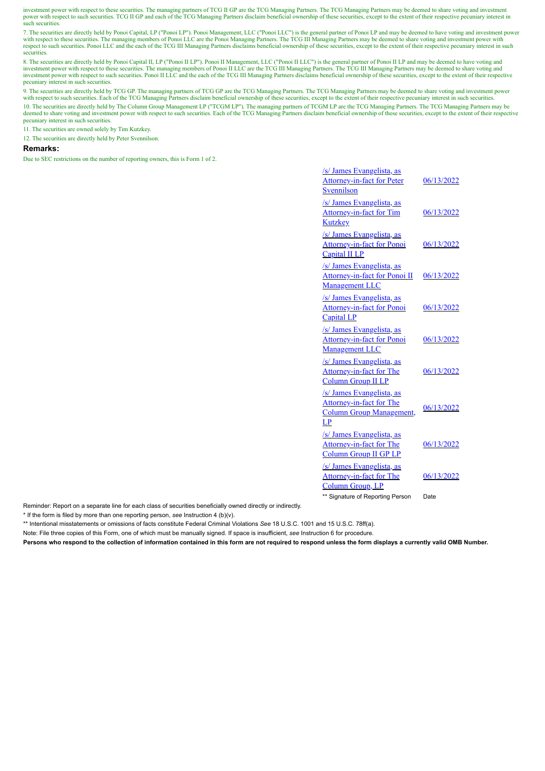investment power with respect to these securities. The managing partners of TCG II GP are the TCG Managing Partners. The TCG Managing Partners may be deemed to share voting and investment power with respect to such securities. TCG II GP and each of the TCG Managing Partners disclaim beneficial ownership of these securities, except to the extent of their respective pecuniary interest in such securities.

7. The securities are directly held by Ponoi Capital, LP ("Ponoi LP"). Ponoi Management, LLC ("Ponoi LLC") is the general partner of Ponoi LP and may be deemed to have voting and investment power with respect to these securities. The managing members of Ponoi LLC are the Ponoi Managing Partners. The TCG III Managing Partners may be deemed to share voting and investment power with respect to such securities. Ponoi LLC and the each of the TCG III Managing Partners disclaims beneficial ownership of these securities, except to the extent of their respective pecuniary interest in such securities.

8. The securities are directly held by Ponoi Capital II, LP ("Ponoi II LP"). Ponoi II Management, LLC ("Ponoi II LLC") is the general partner of Ponoi II LP and may be deemed to have voting and investment power with respect to these securities. The managing members of Ponoi II LLC are the TCG III Managing Partners. The TCG III Managing Partners may be deemed to share voting and investment power with respect to such securities. Ponoi II LLC and the each of the TCG III Managing Partners disclaims beneficial ownership of these securities, except to the extent of their respective pecuniary interest in such securities.

9. The securities are directly held by TCG GP. The managing partners of TCG GP are the TCG Managing Partners. The TCG Managing Partners may be deemed to share voting and investment power with respect to such securities. Each of the TCG Managing Partners disclaim beneficial ownership of these securities, except to the extent of their respective pecuniary interest in such securities.

10. The securities are directly held by The Column Group Management LP ("TCGM LP"). The managing partners of TCGM LP are the TCG Managing Partners. The TCG Managing Partners may be deemed to share voting and investment power with respect to such securities. Each of the TCG Managing Partners disclaim beneficial ownership of these securities, except to the extent of their respective pecuniary interest in such securities.

11. The securities are owned solely by Tim Kutzkey.

12. The securities are directly held by Peter Svennilson.

## Remarks:

Due to SEC restrictions on the number of reporting owners, this is Form 1 of 2.

| | |
|---|---|
| /s/ James Evangelista, as Attorney-in-fact for Peter Svennilson | 06/13/2022 |
| /s/ James Evangelista, as Attorney-in-fact for Tim Kutzkey | 06/13/2022 |
| /s/ James Evangelista, as Attorney-in-fact for Ponoi Capital II LP | 06/13/2022 |
| /s/ James Evangelista, as Attorney-in-fact for Ponoi II Management LLC | 06/13/2022 |
| /s/ James Evangelista, as Attorney-in-fact for Ponoi Capital LP | 06/13/2022 |
| /s/ James Evangelista, as Attorney-in-fact for Ponoi Management LLC | 06/13/2022 |
| /s/ James Evangelista, as Attorney-in-fact for The Column Group II LP | 06/13/2022 |
| /s/ James Evangelista, as Attorney-in-fact for The Column Group Management, LP | 06/13/2022 |
| /s/ James Evangelista, as Attorney-in-fact for The Column Group II GP LP | 06/13/2022 |
| /s/ James Evangelista, as Attorney-in-fact for The Column Group, LP | 06/13/2022 |
| ** Signature of Reporting Person | Date |

Reminder: Report on a separate line for each class of securities beneficially owned directly or indirectly.

* If the form is filed by more than one reporting person, *see* Instruction 4 (b)(v).

** Intentional misstatements or omissions of facts constitute Federal Criminal Violations *See* 18 U.S.C. 1001 and 15 U.S.C. 78ff(a).

Note: File three copies of this Form, one of which must be manually signed. If space is insufficient, *see* Instruction 6 for procedure.

**Persons who respond to the collection of information contained in this form are not required to respond unless the form displays a currently valid OMB Number.**